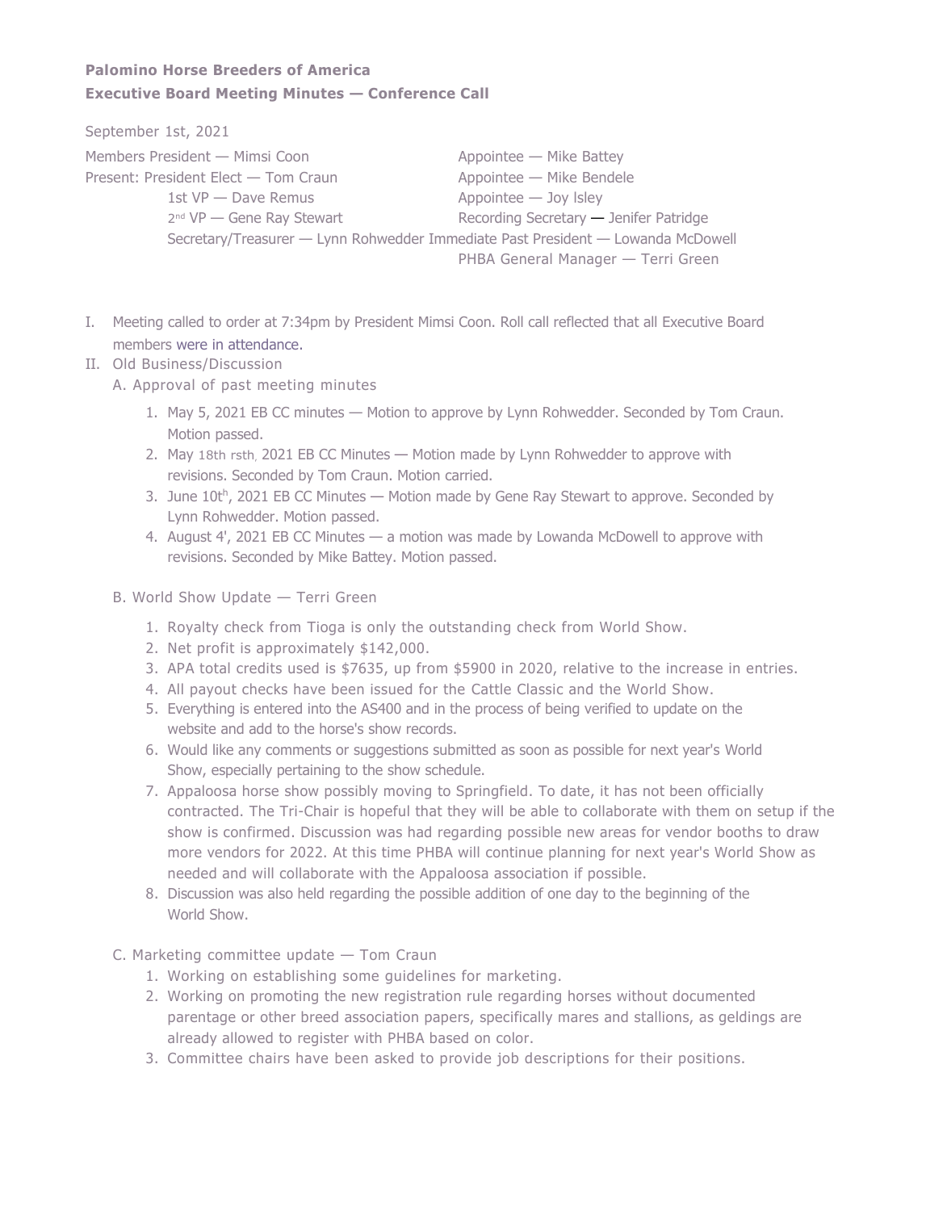**Palomino Horse Breeders of America**

**Executive Board Meeting Minutes — Conference Call**

September 1st, 2021

Members Present:
- President — Mimsi Coon
- President Elect — Tom Craun
- 1st VP — Dave Remus
- 2nd VP — Gene Ray Stewart
- Secretary/Treasurer — Lynn Rohwedder
- Appointee — Mike Battey
- Appointee — Mike Bendele
- Appointee — Joy Isley
- Recording Secretary — Jenifer Patridge
- Immediate Past President — Lowanda McDowell
- PHBA General Manager — Terri Green

I. Meeting called to order at 7:34pm by President Mimsi Coon. Roll call reflected that all Executive Board members were in attendance.

II. Old Business/Discussion

A. Approval of past meeting minutes

1. May 5, 2021 EB CC minutes — Motion to approve by Lynn Rohwedder. Seconded by Tom Craun. Motion passed.
2. May 18th rsth, 2021 EB CC Minutes — Motion made by Lynn Rohwedder to approve with revisions. Seconded by Tom Craun. Motion carried.
3. June 10th, 2021 EB CC Minutes — Motion made by Gene Ray Stewart to approve. Seconded by Lynn Rohwedder. Motion passed.
4. August 4', 2021 EB CC Minutes — a motion was made by Lowanda McDowell to approve with revisions. Seconded by Mike Battey. Motion passed.

B. World Show Update — Terri Green

1. Royalty check from Tioga is only the outstanding check from World Show.
2. Net profit is approximately $142,000.
3. APA total credits used is $7635, up from $5900 in 2020, relative to the increase in entries.
4. All payout checks have been issued for the Cattle Classic and the World Show.
5. Everything is entered into the AS400 and in the process of being verified to update on the website and add to the horse's show records.
6. Would like any comments or suggestions submitted as soon as possible for next year's World Show, especially pertaining to the show schedule.
7. Appaloosa horse show possibly moving to Springfield. To date, it has not been officially contracted. The Tri-Chair is hopeful that they will be able to collaborate with them on setup if the show is confirmed. Discussion was had regarding possible new areas for vendor booths to draw more vendors for 2022. At this time PHBA will continue planning for next year's World Show as needed and will collaborate with the Appaloosa association if possible.
8. Discussion was also held regarding the possible addition of one day to the beginning of the World Show.

C. Marketing committee update — Tom Craun

1. Working on establishing some guidelines for marketing.
2. Working on promoting the new registration rule regarding horses without documented parentage or other breed association papers, specifically mares and stallions, as geldings are already allowed to register with PHBA based on color.
3. Committee chairs have been asked to provide job descriptions for their positions.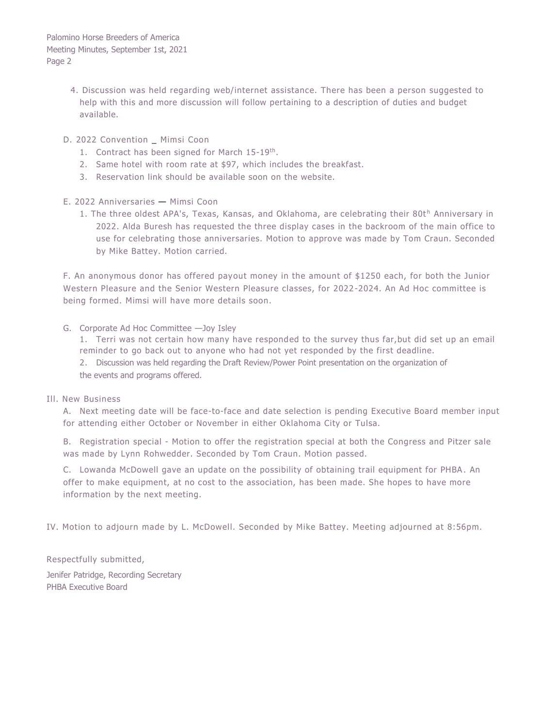4. Discussion was held regarding web/internet assistance. There has been a person suggested to help with this and more discussion will follow pertaining to a description of duties and budget available.

D. 2022 Convention _ Mimsi Coon

1. Contract has been signed for March 15-19th.
2. Same hotel with room rate at $97, which includes the breakfast.
3. Reservation link should be available soon on the website.

E. 2022 Anniversaries — Mimsi Coon

1. The three oldest APA's, Texas, Kansas, and Oklahoma, are celebrating their 80th Anniversary in 2022. Alda Buresh has requested the three display cases in the backroom of the main office to use for celebrating those anniversaries. Motion to approve was made by Tom Craun. Seconded by Mike Battey. Motion carried.

F. An anonymous donor has offered payout money in the amount of $1250 each, for both the Junior Western Pleasure and the Senior Western Pleasure classes, for 2022-2024. An Ad Hoc committee is being formed. Mimsi will have more details soon.

G. Corporate Ad Hoc Committee —Joy Isley

1. Terri was not certain how many have responded to the survey thus far,but did set up an email reminder to go back out to anyone who had not yet responded by the first deadline.
2. Discussion was held regarding the Draft Review/Power Point presentation on the organization of the events and programs offered.

III. New Business

A. Next meeting date will be face-to-face and date selection is pending Executive Board member input for attending either October or November in either Oklahoma City or Tulsa.

B. Registration special - Motion to offer the registration special at both the Congress and Pitzer sale was made by Lynn Rohwedder. Seconded by Tom Craun. Motion passed.

C. Lowanda McDowell gave an update on the possibility of obtaining trail equipment for PHBA. An offer to make equipment, at no cost to the association, has been made. She hopes to have more information by the next meeting.

IV. Motion to adjourn made by L. McDowell. Seconded by Mike Battey. Meeting adjourned at 8:56pm.

Respectfully submitted,

Jenifer Patridge, Recording Secretary
PHBA Executive Board